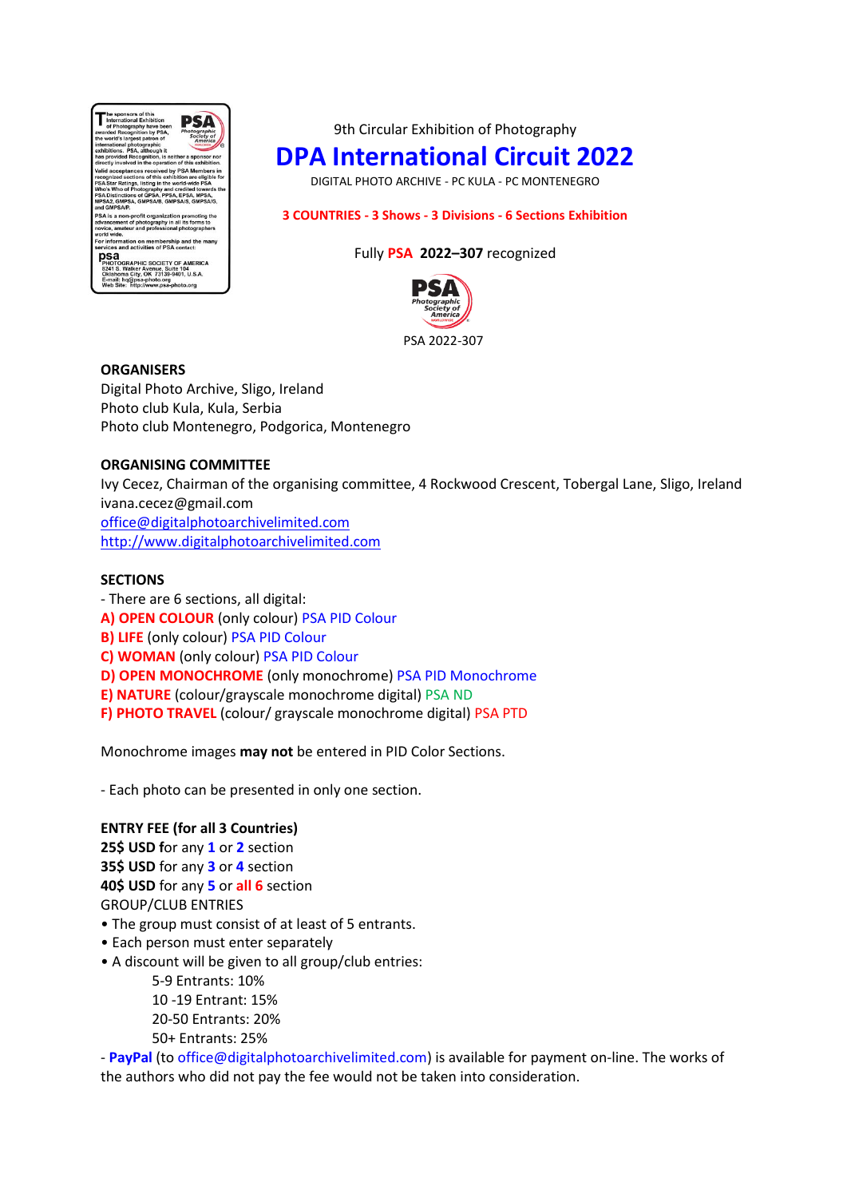The sponsors of this International Exhibition of Photography have been awarded Recognition by PSA, the world's largest patron of international photographic exhibitions. PSA, although it has provided Recognition, is neither a sponsor nor directly involved in the operation of this exhibition.

Valid acceptances received by PSA Members in recognized sections of this exhibition are eligible for PSA Star Ratings, listing in the world-wide PSA Who's Who of Photography and credited towards the PSA Distinctions of QPSA, PPSA, EPSA, MPSA, MPSA2, GMPSA, GMPSA/B, GMPSA/S, GMPSA/G, and GMPSA/P.

PSA is a non-profit organization promoting the advancement of photography in all its forms to novice, amateur and professional photographers world wide.

For information on membership and the many services and activities of PSA contact:

PSA
PHOTOGRAPHIC SOCIETY OF AMERICA
8241 S. Walker Avenue, Suite 104
Oklahoma City, OK 73139-9401, U.S.A.
E-mail: hq@psa-photo.org
Web Site: http://www.psa-photo.org

9th Circular Exhibition of Photography

# DPA International Circuit 2022

DIGITAL PHOTO ARCHIVE - PC KULA - PC MONTENEGRO

**3 COUNTRIES - 3 Shows - 3 Divisions - 6 Sections Exhibition**

Fully PSA **2022–307** recognized

PSA 2022-307

**ORGANISERS**

Digital Photo Archive, Sligo, Ireland
Photo club Kula, Kula, Serbia
Photo club Montenegro, Podgorica, Montenegro

**ORGANISING COMMITTEE**

Ivy Cecez, Chairman of the organising committee, 4 Rockwood Crescent, Tobergal Lane, Sligo, Ireland
ivana.cecez@gmail.com
office@digitalphotoarchivelimited.com
http://www.digitalphotoarchivelimited.com

**SECTIONS**

- There are 6 sections, all digital:

**A) OPEN COLOUR** (only colour) PSA PID Colour
**B) LIFE** (only colour) PSA PID Colour
**C) WOMAN** (only colour) PSA PID Colour
**D) OPEN MONOCHROME** (only monochrome) PSA PID Monochrome
**E) NATURE** (colour/grayscale monochrome digital) PSA ND
**F) PHOTO TRAVEL** (colour/ grayscale monochrome digital) PSA PTD

Monochrome images **may not** be entered in PID Color Sections.

- Each photo can be presented in only one section.

**ENTRY FEE (for all 3 Countries)**

**25$ USD** for any **1** or **2** section
**35$ USD** for any **3** or **4** section
**40$ USD** for any **5** or **all 6** section

GROUP/CLUB ENTRIES

- The group must consist of at least of 5 entrants.
- Each person must enter separately
- A discount will be given to all group/club entries:
  - 5-9 Entrants: 10%
  - 10 -19 Entrant: 15%
  - 20-50 Entrants: 20%
  - 50+ Entrants: 25%

- **PayPal** (to office@digitalphotoarchivelimited.com) is available for payment on-line. The works of the authors who did not pay the fee would not be taken into consideration.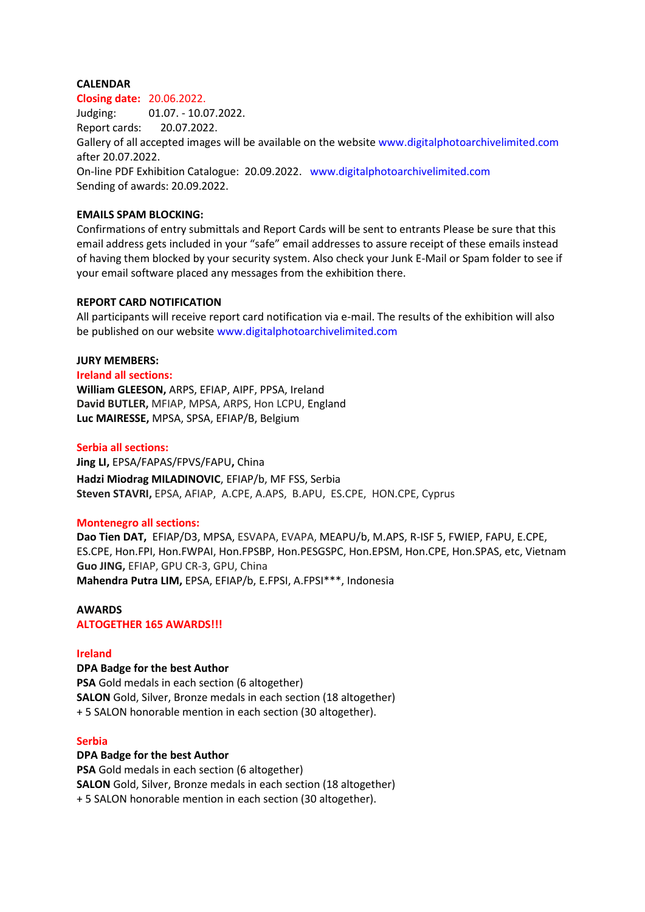**CALENDAR**

**Closing date:** 20.06.2022.

Judging: 01.07. - 10.07.2022.

Report cards: 20.07.2022.

Gallery of all accepted images will be available on the website www.digitalphotoarchivelimited.com after 20.07.2022.

On-line PDF Exhibition Catalogue: 20.09.2022. www.digitalphotoarchivelimited.com

Sending of awards: 20.09.2022.

**EMAILS SPAM BLOCKING:**

Confirmations of entry submittals and Report Cards will be sent to entrants Please be sure that this email address gets included in your "safe" email addresses to assure receipt of these emails instead of having them blocked by your security system. Also check your Junk E-Mail or Spam folder to see if your email software placed any messages from the exhibition there.

**REPORT CARD NOTIFICATION**

All participants will receive report card notification via e-mail. The results of the exhibition will also be published on our website www.digitalphotoarchivelimited.com

**JURY MEMBERS:**

**Ireland all sections:**

**William GLEESON,** ARPS, EFIAP, AIPF, PPSA, Ireland

**David BUTLER,** MFIAP, MPSA, ARPS, Hon LCPU, England

**Luc MAIRESSE,** MPSA, SPSA, EFIAP/B, Belgium

**Serbia all sections:**

**Jing LI,** EPSA/FAPAS/FPVS/FAPU**,** China

**Hadzi Miodrag MILADINOVIC**, EFIAP/b, MF FSS, Serbia

**Steven STAVRI,** EPSA, AFIAP, A.CPE, A.APS, B.APU, ES.CPE, HON.CPE, Cyprus

**Montenegro all sections:**

**Dao Tien DAT,** EFIAP/D3, MPSA, ESVAPA, EVAPA, MEAPU/b, M.APS, R-ISF 5, FWIEP, FAPU, E.CPE, ES.CPE, Hon.FPI, Hon.FWPAI, Hon.FPSBP, Hon.PESGSPC, Hon.EPSM, Hon.CPE, Hon.SPAS, etc, Vietnam

**Guo JING,** EFIAP, GPU CR-3, GPU, China

**Mahendra Putra LIM,** EPSA, EFIAP/b, E.FPSI, A.FPSI***, Indonesia

**AWARDS**

**ALTOGETHER 165 AWARDS!!!**

**Ireland**

**DPA Badge for the best Author**

**PSA** Gold medals in each section (6 altogether)

**SALON** Gold, Silver, Bronze medals in each section (18 altogether)

+ 5 SALON honorable mention in each section (30 altogether).

**Serbia**

**DPA Badge for the best Author**

**PSA** Gold medals in each section (6 altogether)

**SALON** Gold, Silver, Bronze medals in each section (18 altogether)

+ 5 SALON honorable mention in each section (30 altogether).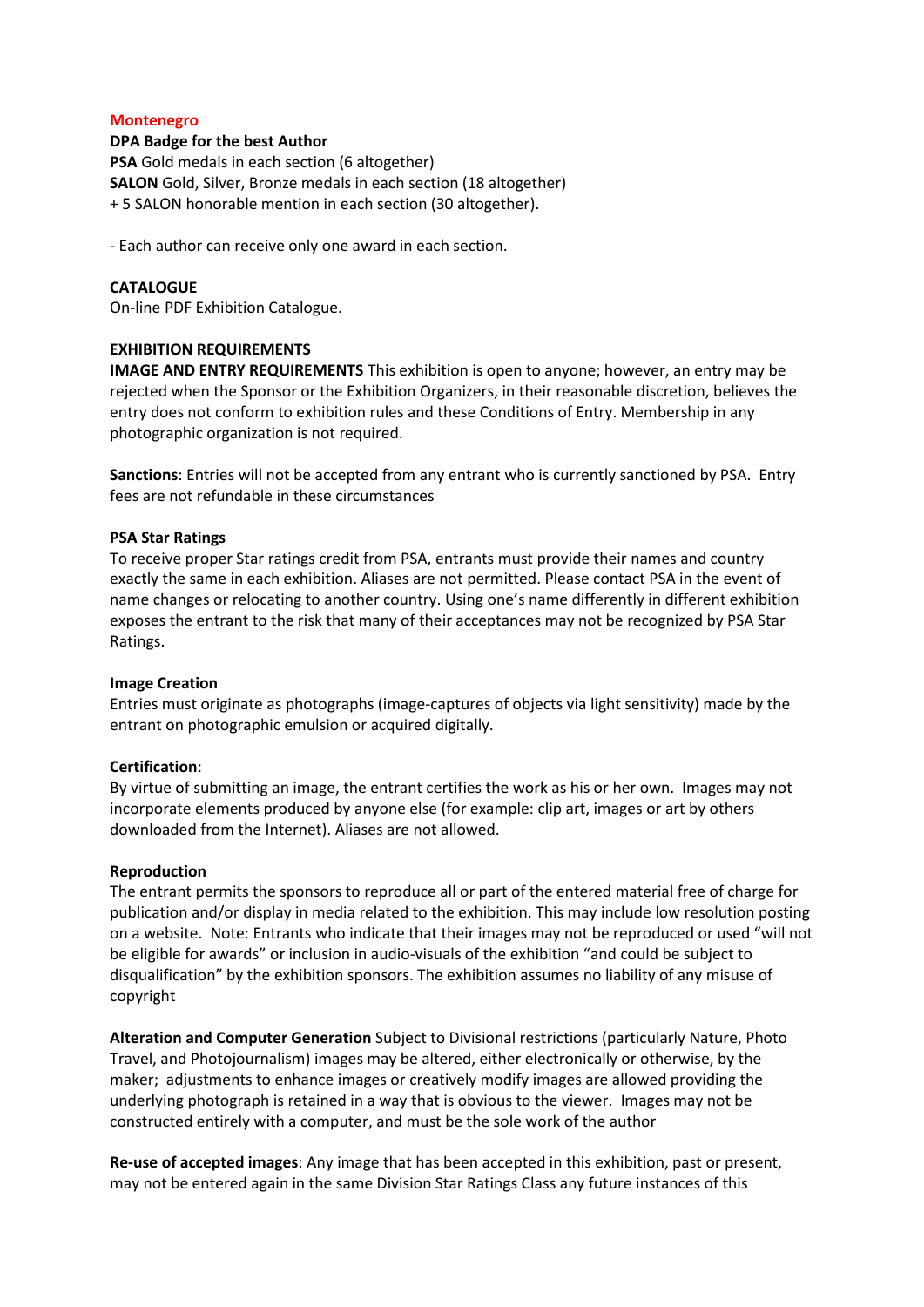**Montenegro**

**DPA Badge for the best Author**

**PSA** Gold medals in each section (6 altogether)

**SALON** Gold, Silver, Bronze medals in each section (18 altogether)

+ 5 SALON honorable mention in each section (30 altogether).

- Each author can receive only one award in each section.

**CATALOGUE**

On-line PDF Exhibition Catalogue.

**EXHIBITION REQUIREMENTS**

**IMAGE AND ENTRY REQUIREMENTS** This exhibition is open to anyone; however, an entry may be rejected when the Sponsor or the Exhibition Organizers, in their reasonable discretion, believes the entry does not conform to exhibition rules and these Conditions of Entry. Membership in any photographic organization is not required.

**Sanctions**: Entries will not be accepted from any entrant who is currently sanctioned by PSA. Entry fees are not refundable in these circumstances

**PSA Star Ratings**

To receive proper Star ratings credit from PSA, entrants must provide their names and country exactly the same in each exhibition. Aliases are not permitted. Please contact PSA in the event of name changes or relocating to another country. Using one's name differently in different exhibition exposes the entrant to the risk that many of their acceptances may not be recognized by PSA Star Ratings.

**Image Creation**

Entries must originate as photographs (image-captures of objects via light sensitivity) made by the entrant on photographic emulsion or acquired digitally.

**Certification**:

By virtue of submitting an image, the entrant certifies the work as his or her own. Images may not incorporate elements produced by anyone else (for example: clip art, images or art by others downloaded from the Internet). Aliases are not allowed.

**Reproduction**

The entrant permits the sponsors to reproduce all or part of the entered material free of charge for publication and/or display in media related to the exhibition. This may include low resolution posting on a website. Note: Entrants who indicate that their images may not be reproduced or used "will not be eligible for awards" or inclusion in audio-visuals of the exhibition "and could be subject to disqualification" by the exhibition sponsors. The exhibition assumes no liability of any misuse of copyright

**Alteration and Computer Generation** Subject to Divisional restrictions (particularly Nature, Photo Travel, and Photojournalism) images may be altered, either electronically or otherwise, by the maker; adjustments to enhance images or creatively modify images are allowed providing the underlying photograph is retained in a way that is obvious to the viewer. Images may not be constructed entirely with a computer, and must be the sole work of the author

**Re-use of accepted images**: Any image that has been accepted in this exhibition, past or present, may not be entered again in the same Division Star Ratings Class any future instances of this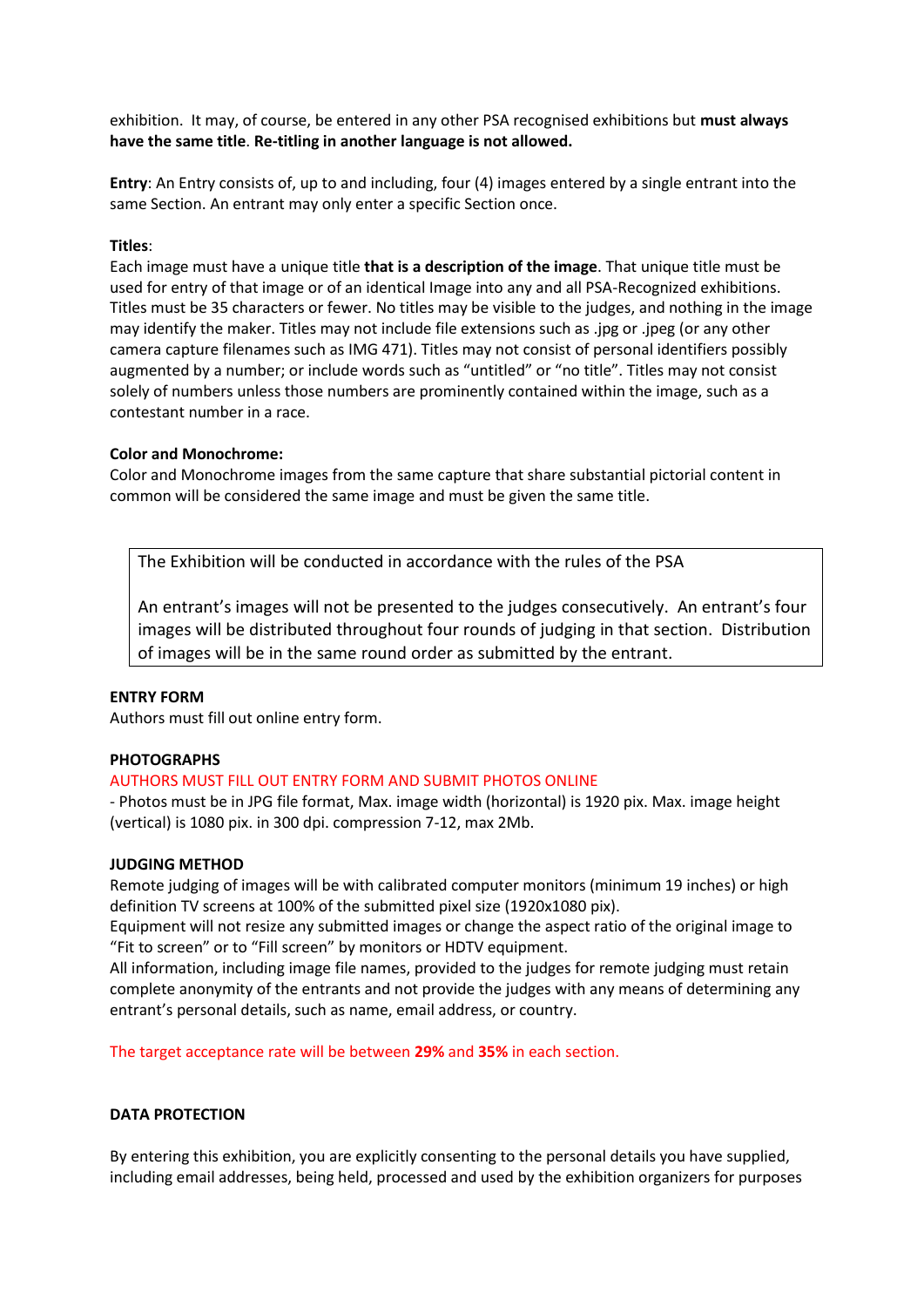exhibition. It may, of course, be entered in any other PSA recognised exhibitions but **must always have the same title**. **Re-titling in another language is not allowed.**

**Entry**: An Entry consists of, up to and including, four (4) images entered by a single entrant into the same Section. An entrant may only enter a specific Section once.

**Titles**:
Each image must have a unique title **that is a description of the image**. That unique title must be used for entry of that image or of an identical Image into any and all PSA-Recognized exhibitions. Titles must be 35 characters or fewer. No titles may be visible to the judges, and nothing in the image may identify the maker. Titles may not include file extensions such as .jpg or .jpeg (or any other camera capture filenames such as IMG 471). Titles may not consist of personal identifiers possibly augmented by a number; or include words such as "untitled" or "no title". Titles may not consist solely of numbers unless those numbers are prominently contained within the image, such as a contestant number in a race.

**Color and Monochrome:**
Color and Monochrome images from the same capture that share substantial pictorial content in common will be considered the same image and must be given the same title.

> The Exhibition will be conducted in accordance with the rules of the PSA
>
> An entrant's images will not be presented to the judges consecutively. An entrant's four images will be distributed throughout four rounds of judging in that section. Distribution of images will be in the same round order as submitted by the entrant.

**ENTRY FORM**
Authors must fill out online entry form.

**PHOTOGRAPHS**
AUTHORS MUST FILL OUT ENTRY FORM AND SUBMIT PHOTOS ONLINE
- Photos must be in JPG file format, Max. image width (horizontal) is 1920 pix. Max. image height (vertical) is 1080 pix. in 300 dpi. compression 7-12, max 2Mb.

**JUDGING METHOD**
Remote judging of images will be with calibrated computer monitors (minimum 19 inches) or high definition TV screens at 100% of the submitted pixel size (1920x1080 pix).
Equipment will not resize any submitted images or change the aspect ratio of the original image to "Fit to screen" or to "Fill screen" by monitors or HDTV equipment.
All information, including image file names, provided to the judges for remote judging must retain complete anonymity of the entrants and not provide the judges with any means of determining any entrant's personal details, such as name, email address, or country.

The target acceptance rate will be between **29%** and **35%** in each section.

**DATA PROTECTION**

By entering this exhibition, you are explicitly consenting to the personal details you have supplied, including email addresses, being held, processed and used by the exhibition organizers for purposes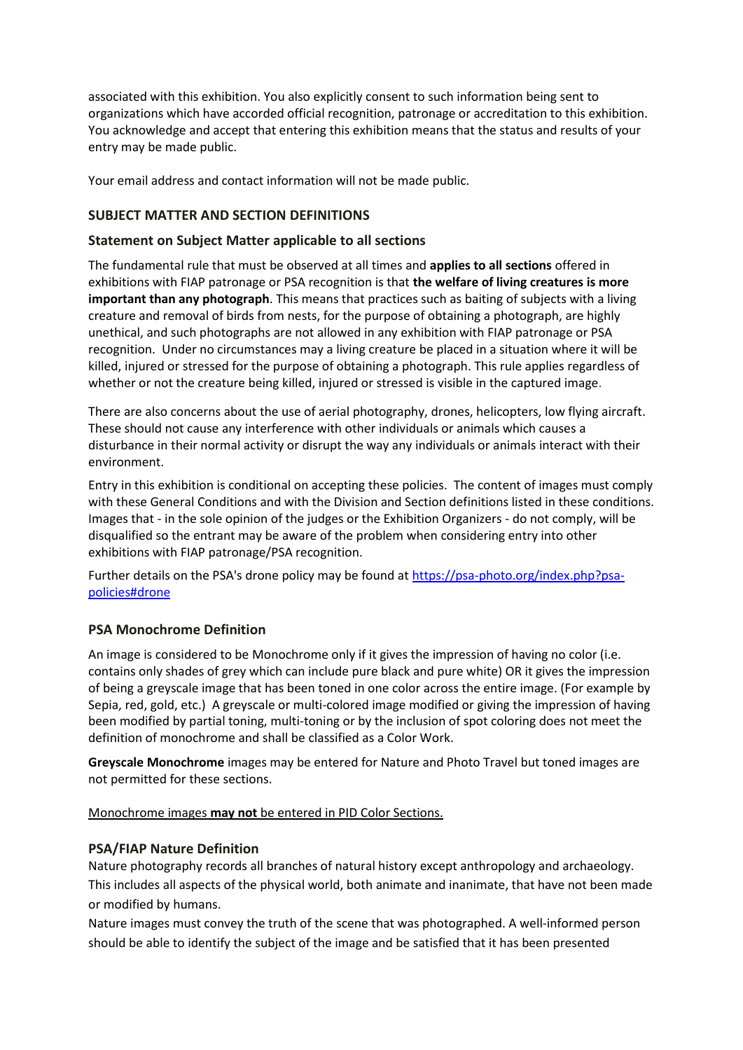associated with this exhibition. You also explicitly consent to such information being sent to organizations which have accorded official recognition, patronage or accreditation to this exhibition. You acknowledge and accept that entering this exhibition means that the status and results of your entry may be made public.

Your email address and contact information will not be made public.

## SUBJECT MATTER AND SECTION DEFINITIONS

### Statement on Subject Matter applicable to all sections

The fundamental rule that must be observed at all times and **applies to all sections** offered in exhibitions with FIAP patronage or PSA recognition is that **the welfare of living creatures is more important than any photograph**. This means that practices such as baiting of subjects with a living creature and removal of birds from nests, for the purpose of obtaining a photograph, are highly unethical, and such photographs are not allowed in any exhibition with FIAP patronage or PSA recognition. Under no circumstances may a living creature be placed in a situation where it will be killed, injured or stressed for the purpose of obtaining a photograph. This rule applies regardless of whether or not the creature being killed, injured or stressed is visible in the captured image.

There are also concerns about the use of aerial photography, drones, helicopters, low flying aircraft. These should not cause any interference with other individuals or animals which causes a disturbance in their normal activity or disrupt the way any individuals or animals interact with their environment.

Entry in this exhibition is conditional on accepting these policies. The content of images must comply with these General Conditions and with the Division and Section definitions listed in these conditions. Images that - in the sole opinion of the judges or the Exhibition Organizers - do not comply, will be disqualified so the entrant may be aware of the problem when considering entry into other exhibitions with FIAP patronage/PSA recognition.

Further details on the PSA's drone policy may be found at [https://psa-photo.org/index.php?psa-policies#drone](https://psa-photo.org/index.php?psa-policies#drone)

### PSA Monochrome Definition

An image is considered to be Monochrome only if it gives the impression of having no color (i.e. contains only shades of grey which can include pure black and pure white) OR it gives the impression of being a greyscale image that has been toned in one color across the entire image. (For example by Sepia, red, gold, etc.) A greyscale or multi-colored image modified or giving the impression of having been modified by partial toning, multi-toning or by the inclusion of spot coloring does not meet the definition of monochrome and shall be classified as a Color Work.

**Greyscale Monochrome** images may be entered for Nature and Photo Travel but toned images are not permitted for these sections.

Monochrome images **may not** be entered in PID Color Sections.

### PSA/FIAP Nature Definition

Nature photography records all branches of natural history except anthropology and archaeology. This includes all aspects of the physical world, both animate and inanimate, that have not been made or modified by humans.

Nature images must convey the truth of the scene that was photographed. A well-informed person should be able to identify the subject of the image and be satisfied that it has been presented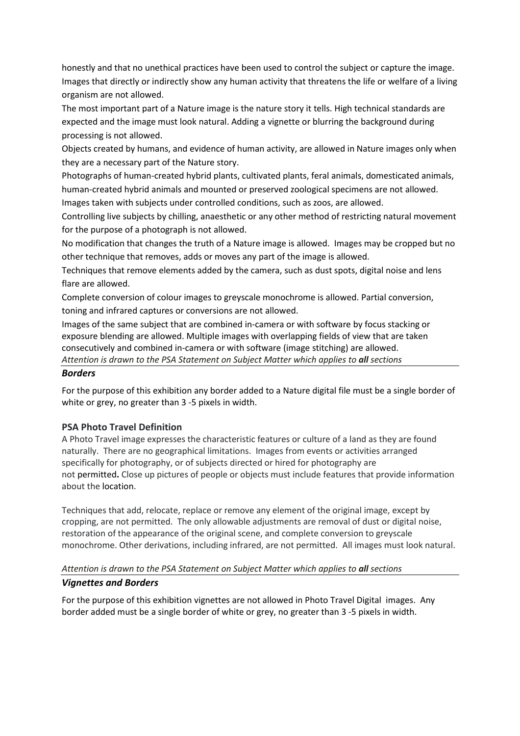honestly and that no unethical practices have been used to control the subject or capture the image. Images that directly or indirectly show any human activity that threatens the life or welfare of a living organism are not allowed.

The most important part of a Nature image is the nature story it tells. High technical standards are expected and the image must look natural. Adding a vignette or blurring the background during processing is not allowed.

Objects created by humans, and evidence of human activity, are allowed in Nature images only when they are a necessary part of the Nature story.

Photographs of human-created hybrid plants, cultivated plants, feral animals, domesticated animals, human-created hybrid animals and mounted or preserved zoological specimens are not allowed.

Images taken with subjects under controlled conditions, such as zoos, are allowed.

Controlling live subjects by chilling, anaesthetic or any other method of restricting natural movement for the purpose of a photograph is not allowed.

No modification that changes the truth of a Nature image is allowed. Images may be cropped but no other technique that removes, adds or moves any part of the image is allowed.

Techniques that remove elements added by the camera, such as dust spots, digital noise and lens flare are allowed.

Complete conversion of colour images to greyscale monochrome is allowed. Partial conversion, toning and infrared captures or conversions are not allowed.

Images of the same subject that are combined in-camera or with software by focus stacking or exposure blending are allowed. Multiple images with overlapping fields of view that are taken consecutively and combined in-camera or with software (image stitching) are allowed.

*Attention is drawn to the PSA Statement on Subject Matter which applies to **all** sections*

### *Borders*

For the purpose of this exhibition any border added to a Nature digital file must be a single border of white or grey, no greater than 3 -5 pixels in width.

### PSA Photo Travel Definition

A Photo Travel image expresses the characteristic features or culture of a land as they are found naturally. There are no geographical limitations. Images from events or activities arranged specifically for photography, or of subjects directed or hired for photography are not permitted**.** Close up pictures of people or objects must include features that provide information about the location.

Techniques that add, relocate, replace or remove any element of the original image, except by cropping, are not permitted. The only allowable adjustments are removal of dust or digital noise, restoration of the appearance of the original scene, and complete conversion to greyscale monochrome. Other derivations, including infrared, are not permitted. All images must look natural.

*Attention is drawn to the PSA Statement on Subject Matter which applies to **all** sections*

### *Vignettes and Borders*

For the purpose of this exhibition vignettes are not allowed in Photo Travel Digital images. Any border added must be a single border of white or grey, no greater than 3 -5 pixels in width.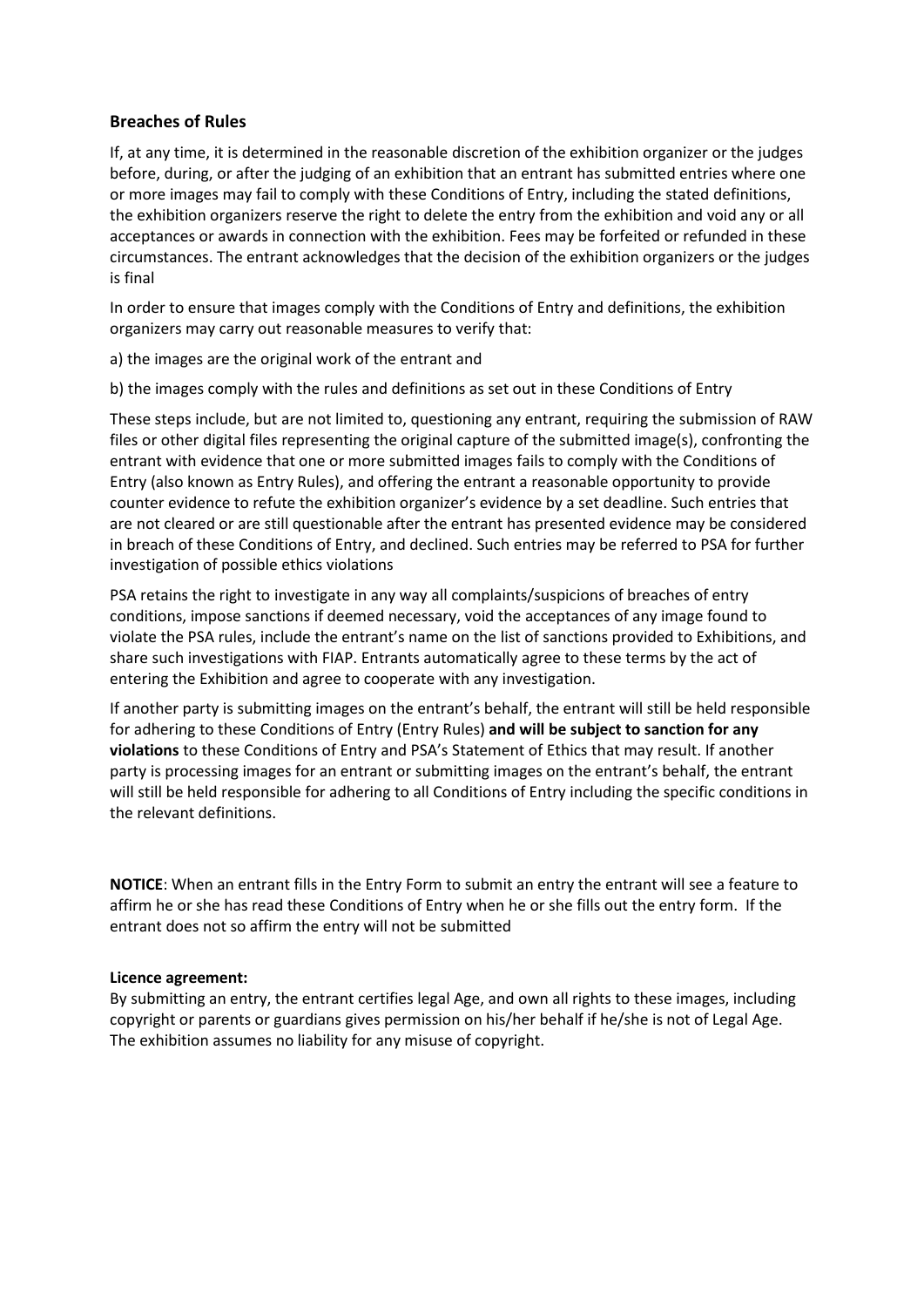### Breaches of Rules

If, at any time, it is determined in the reasonable discretion of the exhibition organizer or the judges before, during, or after the judging of an exhibition that an entrant has submitted entries where one or more images may fail to comply with these Conditions of Entry, including the stated definitions, the exhibition organizers reserve the right to delete the entry from the exhibition and void any or all acceptances or awards in connection with the exhibition. Fees may be forfeited or refunded in these circumstances. The entrant acknowledges that the decision of the exhibition organizers or the judges is final

In order to ensure that images comply with the Conditions of Entry and definitions, the exhibition organizers may carry out reasonable measures to verify that:

a) the images are the original work of the entrant and

b) the images comply with the rules and definitions as set out in these Conditions of Entry

These steps include, but are not limited to, questioning any entrant, requiring the submission of RAW files or other digital files representing the original capture of the submitted image(s), confronting the entrant with evidence that one or more submitted images fails to comply with the Conditions of Entry (also known as Entry Rules), and offering the entrant a reasonable opportunity to provide counter evidence to refute the exhibition organizer's evidence by a set deadline. Such entries that are not cleared or are still questionable after the entrant has presented evidence may be considered in breach of these Conditions of Entry, and declined. Such entries may be referred to PSA for further investigation of possible ethics violations

PSA retains the right to investigate in any way all complaints/suspicions of breaches of entry conditions, impose sanctions if deemed necessary, void the acceptances of any image found to violate the PSA rules, include the entrant's name on the list of sanctions provided to Exhibitions, and share such investigations with FIAP. Entrants automatically agree to these terms by the act of entering the Exhibition and agree to cooperate with any investigation.

If another party is submitting images on the entrant's behalf, the entrant will still be held responsible for adhering to these Conditions of Entry (Entry Rules) **and will be subject to sanction for any violations** to these Conditions of Entry and PSA's Statement of Ethics that may result. If another party is processing images for an entrant or submitting images on the entrant's behalf, the entrant will still be held responsible for adhering to all Conditions of Entry including the specific conditions in the relevant definitions.

**NOTICE**: When an entrant fills in the Entry Form to submit an entry the entrant will see a feature to affirm he or she has read these Conditions of Entry when he or she fills out the entry form. If the entrant does not so affirm the entry will not be submitted

**Licence agreement:**

By submitting an entry, the entrant certifies legal Age, and own all rights to these images, including copyright or parents or guardians gives permission on his/her behalf if he/she is not of Legal Age. The exhibition assumes no liability for any misuse of copyright.